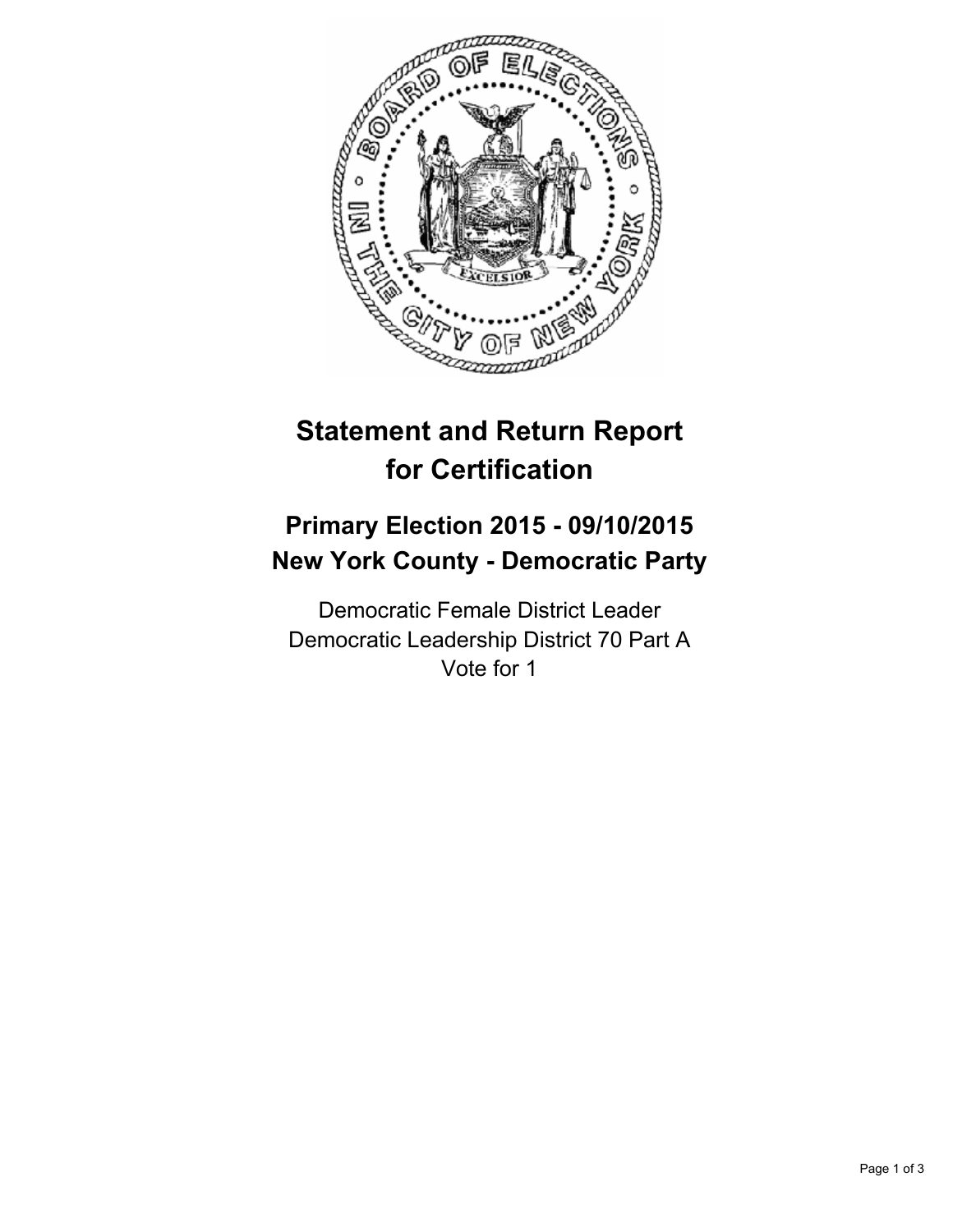# Statement and Return Report for Certification

## Primary Election 2015 - 09/10/2015
## New York County - Democratic Party

Democratic Female District Leader
Democratic Leadership District 70 Part A
Vote for 1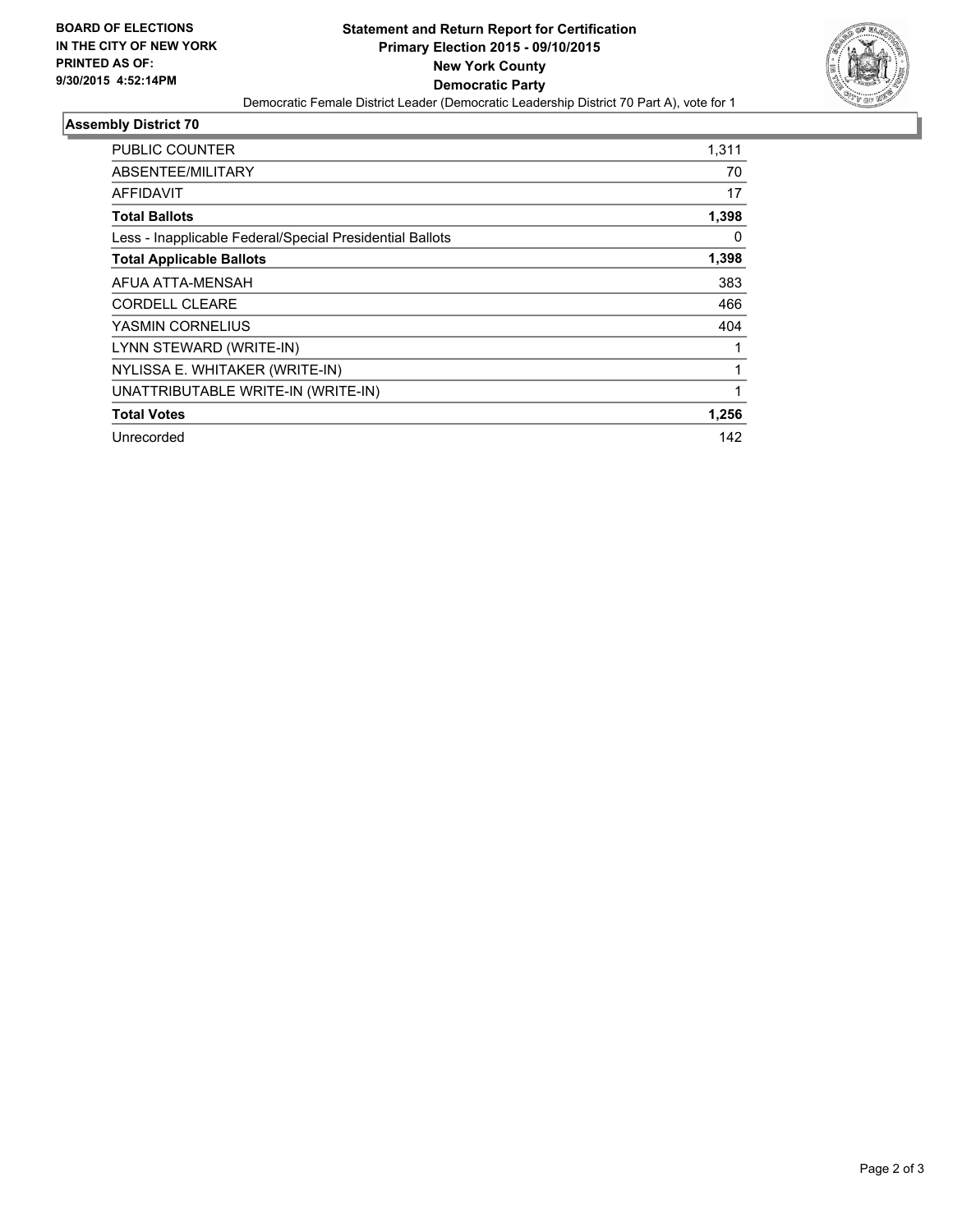**BOARD OF ELECTIONS IN THE CITY OF NEW YORK PRINTED AS OF: 9/30/2015 4:52:14PM**

**Statement and Return Report for Certification**
**Primary Election 2015 - 09/10/2015**
**New York County**
**Democratic Party**

Democratic Female District Leader (Democratic Leadership District 70 Part A), vote for 1

### Assembly District 70

| | |
|---|---|
| PUBLIC COUNTER | 1,311 |
| ABSENTEE/MILITARY | 70 |
| AFFIDAVIT | 17 |
| **Total Ballots** | **1,398** |
| Less - Inapplicable Federal/Special Presidential Ballots | 0 |
| **Total Applicable Ballots** | **1,398** |
| AFUA ATTA-MENSAH | 383 |
| CORDELL CLEARE | 466 |
| YASMIN CORNELIUS | 404 |
| LYNN STEWARD (WRITE-IN) | 1 |
| NYLISSA E. WHITAKER (WRITE-IN) | 1 |
| UNATTRIBUTABLE WRITE-IN (WRITE-IN) | 1 |
| **Total Votes** | **1,256** |
| Unrecorded | 142 |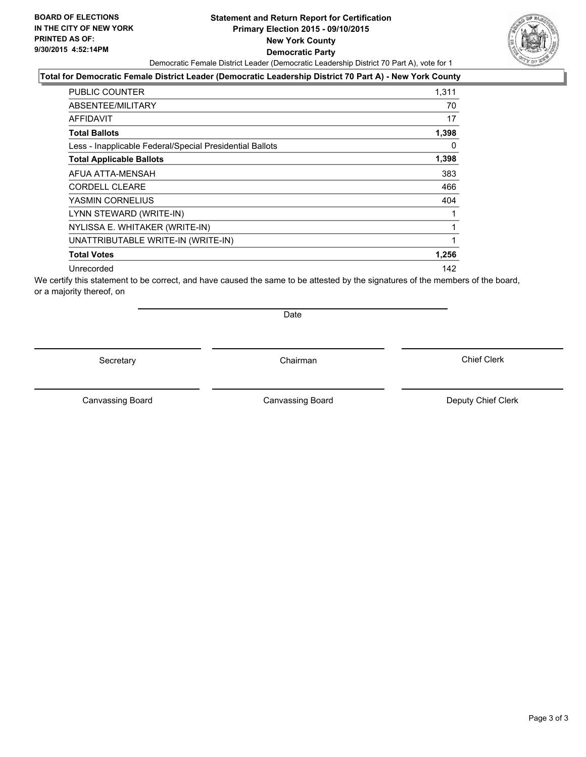**BOARD OF ELECTIONS IN THE CITY OF NEW YORK PRINTED AS OF: 9/30/2015 4:52:14PM**

**Statement and Return Report for Certification**
**Primary Election 2015 - 09/10/2015**
**New York County**
**Democratic Party**

Democratic Female District Leader (Democratic Leadership District 70 Part A), vote for 1

**Total for Democratic Female District Leader (Democratic Leadership District 70 Part A) - New York County**

| | |
|---|---|
| PUBLIC COUNTER | 1,311 |
| ABSENTEE/MILITARY | 70 |
| AFFIDAVIT | 17 |
| **Total Ballots** | **1,398** |
| Less - Inapplicable Federal/Special Presidential Ballots | 0 |
| **Total Applicable Ballots** | **1,398** |
| AFUA ATTA-MENSAH | 383 |
| CORDELL CLEARE | 466 |
| YASMIN CORNELIUS | 404 |
| LYNN STEWARD (WRITE-IN) | 1 |
| NYLISSA E. WHITAKER (WRITE-IN) | 1 |
| UNATTRIBUTABLE WRITE-IN (WRITE-IN) | 1 |
| **Total Votes** | **1,256** |
| Unrecorded | 142 |

We certify this statement to be correct, and have caused the same to be attested by the signatures of the members of the board, or a majority thereof, on

Date

Secretary

Chairman

Chief Clerk

Canvassing Board

Canvassing Board

Deputy Chief Clerk